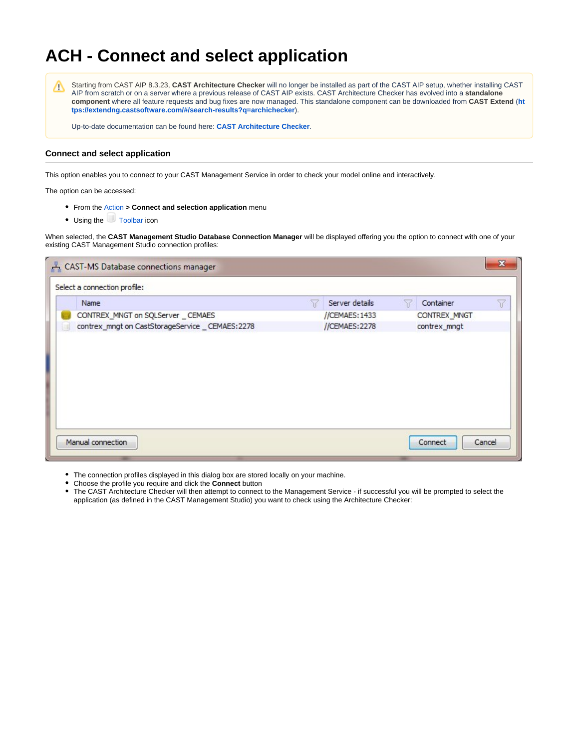# ACH - Connect and select application

Starting from CAST AIP 8.3.23, **CAST Architecture Checker** will no longer be installed as part of the CAST AIP setup, whether installing CAST AIP from scratch or on a server where a previous release of CAST AIP exists. CAST Architecture Checker has evolved into a **standalone component** where all feature requests and bug fixes are now managed. This standalone component can be downloaded from **CAST Extend** (**https://extendng.castsoftware.com/#/search-results?q=archichecker**).

Up-to-date documentation can be found here: **CAST Architecture Checker**.

## Connect and select application

This option enables you to connect to your CAST Management Service in order to check your model online and interactively.

The option can be accessed:

- From the Action **> Connect and selection application** menu
- Using the Toolbar icon

When selected, the **CAST Management Studio Database Connection Manager** will be displayed offering you the option to connect with one of your existing CAST Management Studio connection profiles:

- The connection profiles displayed in this dialog box are stored locally on your machine.
- Choose the profile you require and click the **Connect** button
- The CAST Architecture Checker will then attempt to connect to the Management Service - if successful you will be prompted to select the application (as defined in the CAST Management Studio) you want to check using the Architecture Checker: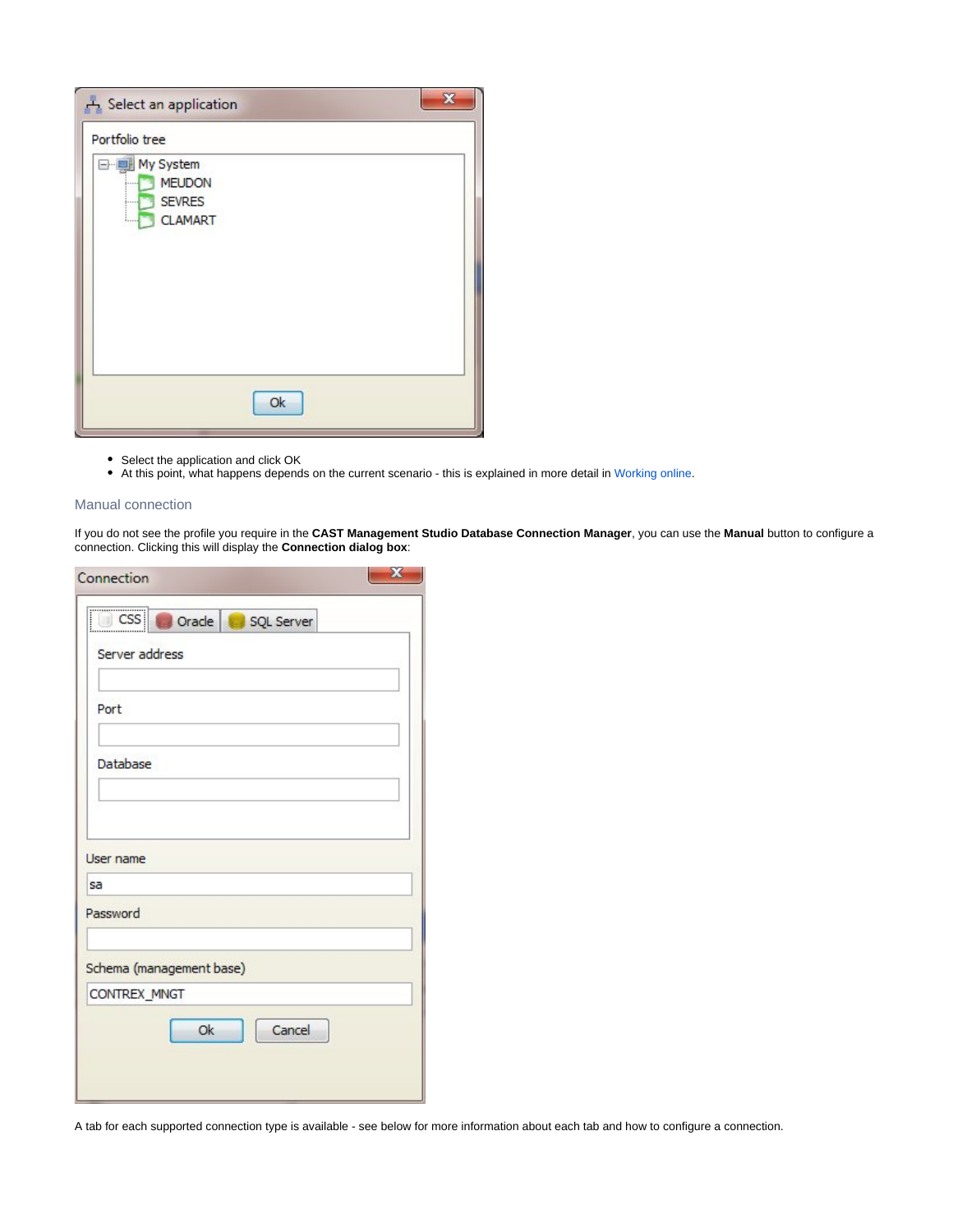- Select the application and click OK
- At this point, what happens depends on the current scenario - this is explained in more detail in Working online.

## Manual connection

If you do not see the profile you require in the **CAST Management Studio Database Connection Manager**, you can use the **Manual** button to configure a connection. Clicking this will display the **Connection dialog box**:

A tab for each supported connection type is available - see below for more information about each tab and how to configure a connection.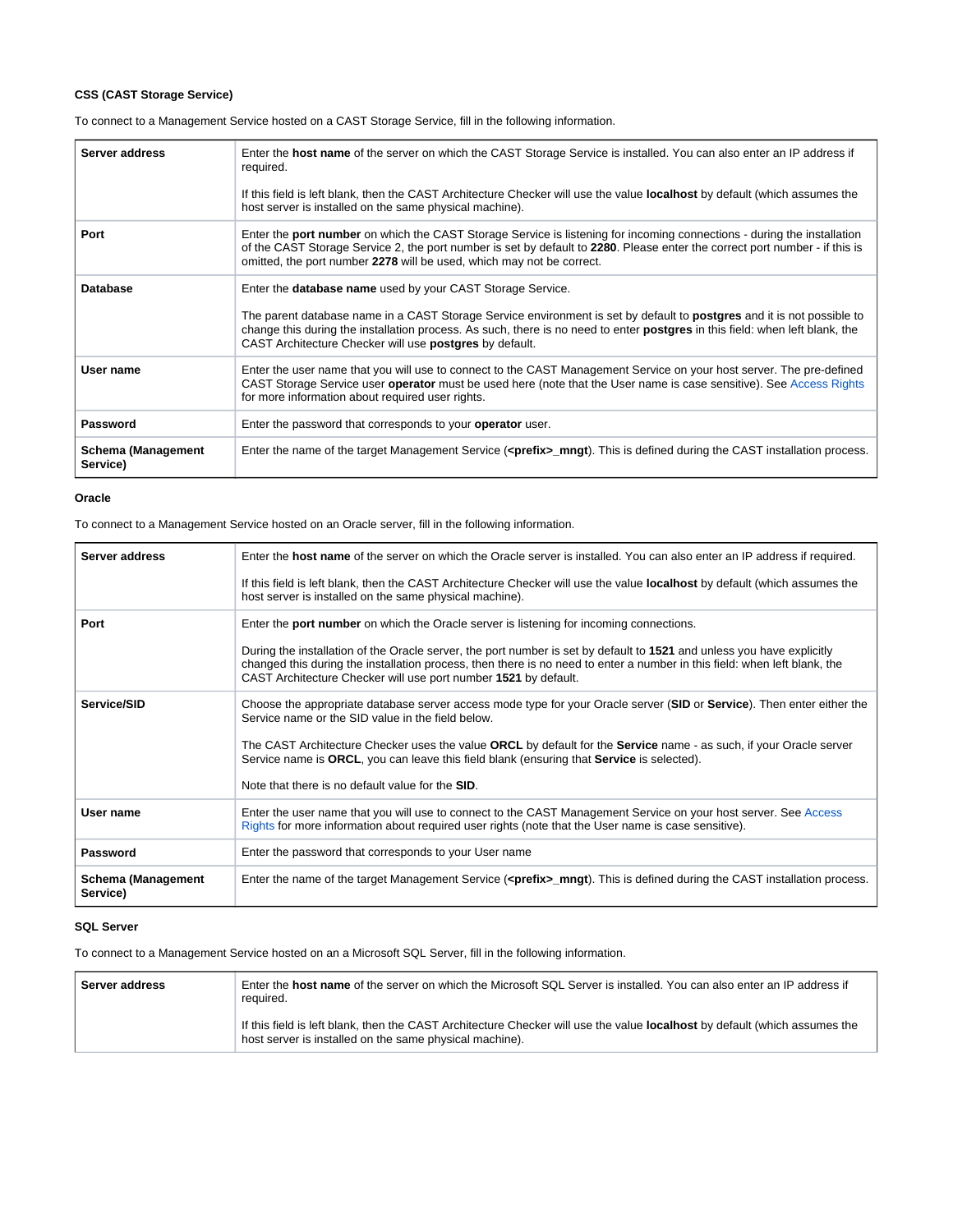**CSS (CAST Storage Service)**

To connect to a Management Service hosted on a CAST Storage Service, fill in the following information.

| | |
|---|---|
| **Server address** | Enter the **host name** of the server on which the CAST Storage Service is installed. You can also enter an IP address if required.<br><br>If this field is left blank, then the CAST Architecture Checker will use the value **localhost** by default (which assumes the host server is installed on the same physical machine). |
| **Port** | Enter the **port number** on which the CAST Storage Service is listening for incoming connections - during the installation of the CAST Storage Service 2, the port number is set by default to **2280**. Please enter the correct port number - if this is omitted, the port number **2278** will be used, which may not be correct. |
| **Database** | Enter the **database name** used by your CAST Storage Service.<br><br>The parent database name in a CAST Storage Service environment is set by default to **postgres** and it is not possible to change this during the installation process. As such, there is no need to enter **postgres** in this field: when left blank, the CAST Architecture Checker will use **postgres** by default. |
| **User name** | Enter the user name that you will use to connect to the CAST Management Service on your host server. The pre-defined CAST Storage Service user **operator** must be used here (note that the User name is case sensitive). See Access Rights for more information about required user rights. |
| **Password** | Enter the password that corresponds to your **operator** user. |
| **Schema (Management Service)** | Enter the name of the target Management Service (**<prefix>_mngt**). This is defined during the CAST installation process. |

**Oracle**

To connect to a Management Service hosted on an Oracle server, fill in the following information.

| | |
|---|---|
| **Server address** | Enter the **host name** of the server on which the Oracle server is installed. You can also enter an IP address if required.<br><br>If this field is left blank, then the CAST Architecture Checker will use the value **localhost** by default (which assumes the host server is installed on the same physical machine). |
| **Port** | Enter the **port number** on which the Oracle server is listening for incoming connections.<br><br>During the installation of the Oracle server, the port number is set by default to **1521** and unless you have explicitly changed this during the installation process, then there is no need to enter a number in this field: when left blank, the CAST Architecture Checker will use port number **1521** by default. |
| **Service/SID** | Choose the appropriate database server access mode type for your Oracle server (**SID** or **Service**). Then enter either the Service name or the SID value in the field below.<br><br>The CAST Architecture Checker uses the value **ORCL** by default for the **Service** name - as such, if your Oracle server Service name is **ORCL**, you can leave this field blank (ensuring that **Service** is selected).<br><br>Note that there is no default value for the **SID**. |
| **User name** | Enter the user name that you will use to connect to the CAST Management Service on your host server. See Access Rights for more information about required user rights (note that the User name is case sensitive). |
| **Password** | Enter the password that corresponds to your User name |
| **Schema (Management Service)** | Enter the name of the target Management Service (**<prefix>_mngt**). This is defined during the CAST installation process. |

**SQL Server**

To connect to a Management Service hosted on an a Microsoft SQL Server, fill in the following information.

| | |
|---|---|
| **Server address** | Enter the **host name** of the server on which the Microsoft SQL Server is installed. You can also enter an IP address if required.<br><br>If this field is left blank, then the CAST Architecture Checker will use the value **localhost** by default (which assumes the host server is installed on the same physical machine). |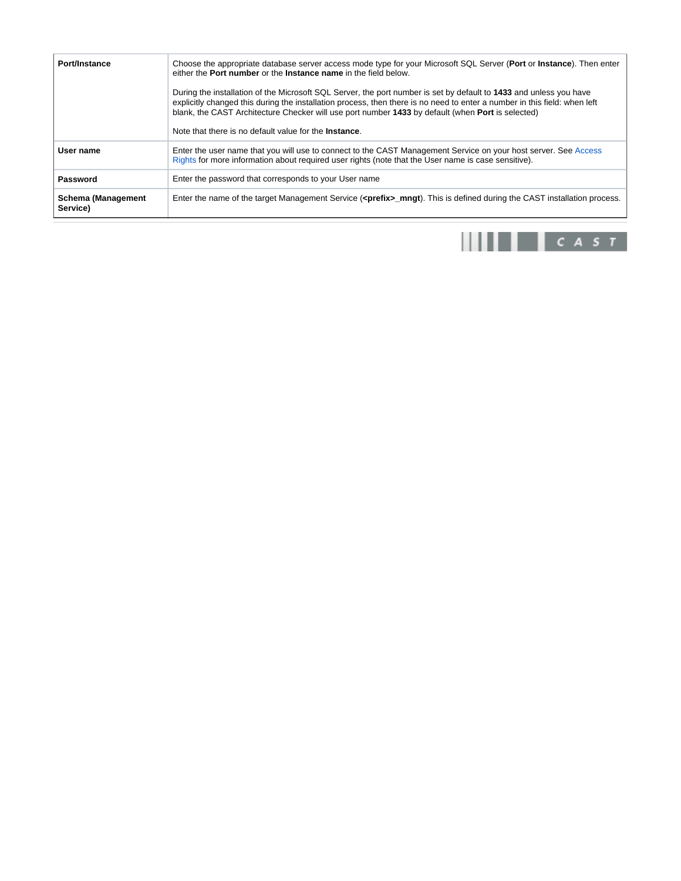| | |
|---|---|
| **Port/Instance** | Choose the appropriate database server access mode type for your Microsoft SQL Server (**Port** or **Instance**). Then enter either the **Port number** or the **Instance name** in the field below.<br><br>During the installation of the Microsoft SQL Server, the port number is set by default to **1433** and unless you have explicitly changed this during the installation process, then there is no need to enter a number in this field: when left blank, the CAST Architecture Checker will use port number **1433** by default (when **Port** is selected)<br><br>Note that there is no default value for the **Instance**. |
| **User name** | Enter the user name that you will use to connect to the CAST Management Service on your host server. See Access Rights for more information about required user rights (note that the User name is case sensitive). |
| **Password** | Enter the password that corresponds to your User name |
| **Schema (Management Service)** | Enter the name of the target Management Service (**<prefix>_mngt**). This is defined during the CAST installation process. |